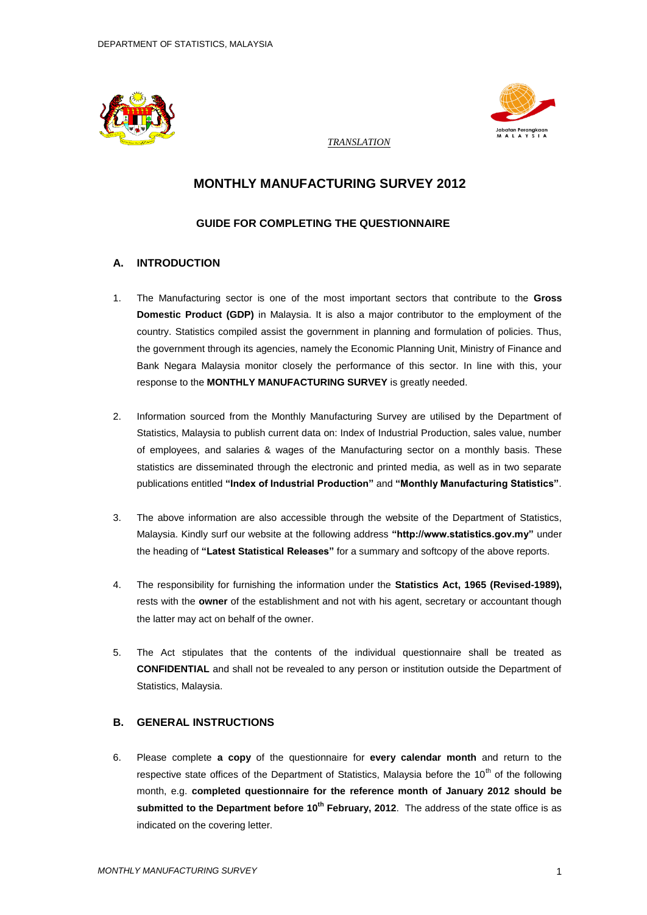*TRANSLATION*

# MONTHLY MANUFACTURING SURVEY 2012

## GUIDE FOR COMPLETING THE QUESTIONNAIRE

### A. INTRODUCTION

1. The Manufacturing sector is one of the most important sectors that contribute to the **Gross Domestic Product (GDP)** in Malaysia. It is also a major contributor to the employment of the country. Statistics compiled assist the government in planning and formulation of policies. Thus, the government through its agencies, namely the Economic Planning Unit, Ministry of Finance and Bank Negara Malaysia monitor closely the performance of this sector. In line with this, your response to the **MONTHLY MANUFACTURING SURVEY** is greatly needed.

2. Information sourced from the Monthly Manufacturing Survey are utilised by the Department of Statistics, Malaysia to publish current data on: Index of Industrial Production, sales value, number of employees, and salaries & wages of the Manufacturing sector on a monthly basis. These statistics are disseminated through the electronic and printed media, as well as in two separate publications entitled **"Index of Industrial Production"** and **"Monthly Manufacturing Statistics"**.

3. The above information are also accessible through the website of the Department of Statistics, Malaysia. Kindly surf our website at the following address **"http://www.statistics.gov.my"** under the heading of **"Latest Statistical Releases"** for a summary and softcopy of the above reports.

4. The responsibility for furnishing the information under the **Statistics Act, 1965 (Revised-1989),** rests with the **owner** of the establishment and not with his agent, secretary or accountant though the latter may act on behalf of the owner.

5. The Act stipulates that the contents of the individual questionnaire shall be treated as **CONFIDENTIAL** and shall not be revealed to any person or institution outside the Department of Statistics, Malaysia.

### B. GENERAL INSTRUCTIONS

6. Please complete **a copy** of the questionnaire for **every calendar month** and return to the respective state offices of the Department of Statistics, Malaysia before the 10th of the following month, e.g. **completed questionnaire for the reference month of January 2012 should be submitted to the Department before 10th February, 2012**. The address of the state office is as indicated on the covering letter.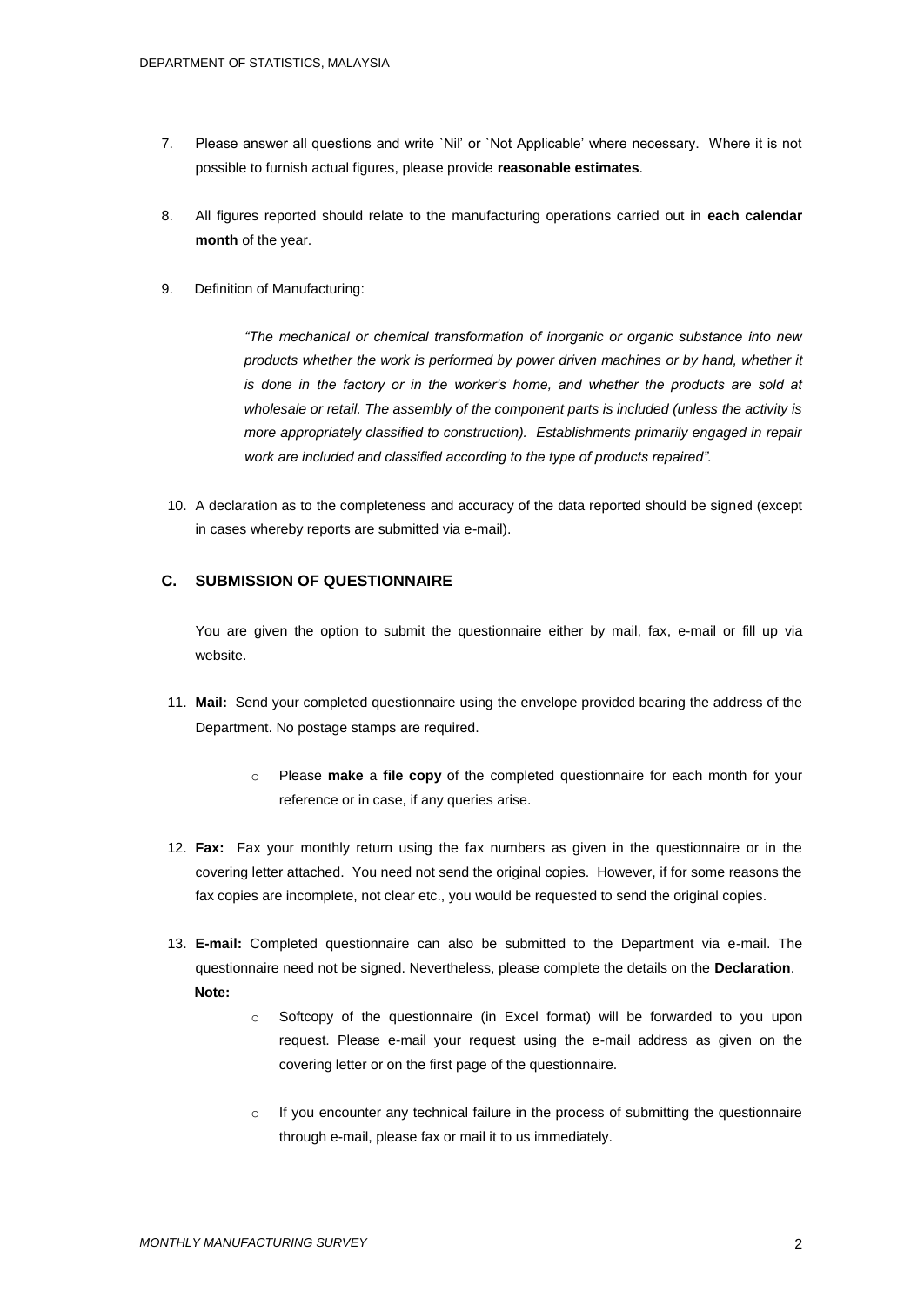7. Please answer all questions and write `Nil' or `Not Applicable' where necessary. Where it is not possible to furnish actual figures, please provide **reasonable estimates**.

8. All figures reported should relate to the manufacturing operations carried out in **each calendar month** of the year.

9. Definition of Manufacturing:

   > *"The mechanical or chemical transformation of inorganic or organic substance into new products whether the work is performed by power driven machines or by hand, whether it is done in the factory or in the worker's home, and whether the products are sold at wholesale or retail. The assembly of the component parts is included (unless the activity is more appropriately classified to construction). Establishments primarily engaged in repair work are included and classified according to the type of products repaired".*

10. A declaration as to the completeness and accuracy of the data reported should be signed (except in cases whereby reports are submitted via e-mail).

## C. SUBMISSION OF QUESTIONNAIRE

You are given the option to submit the questionnaire either by mail, fax, e-mail or fill up via website.

11. **Mail:** Send your completed questionnaire using the envelope provided bearing the address of the Department. No postage stamps are required.

    - Please **make** a **file copy** of the completed questionnaire for each month for your reference or in case, if any queries arise.

12. **Fax:** Fax your monthly return using the fax numbers as given in the questionnaire or in the covering letter attached. You need not send the original copies. However, if for some reasons the fax copies are incomplete, not clear etc., you would be requested to send the original copies.

13. **E-mail:** Completed questionnaire can also be submitted to the Department via e-mail. The questionnaire need not be signed. Nevertheless, please complete the details on the **Declaration**.
    **Note:**

    - Softcopy of the questionnaire (in Excel format) will be forwarded to you upon request. Please e-mail your request using the e-mail address as given on the covering letter or on the first page of the questionnaire.

    - If you encounter any technical failure in the process of submitting the questionnaire through e-mail, please fax or mail it to us immediately.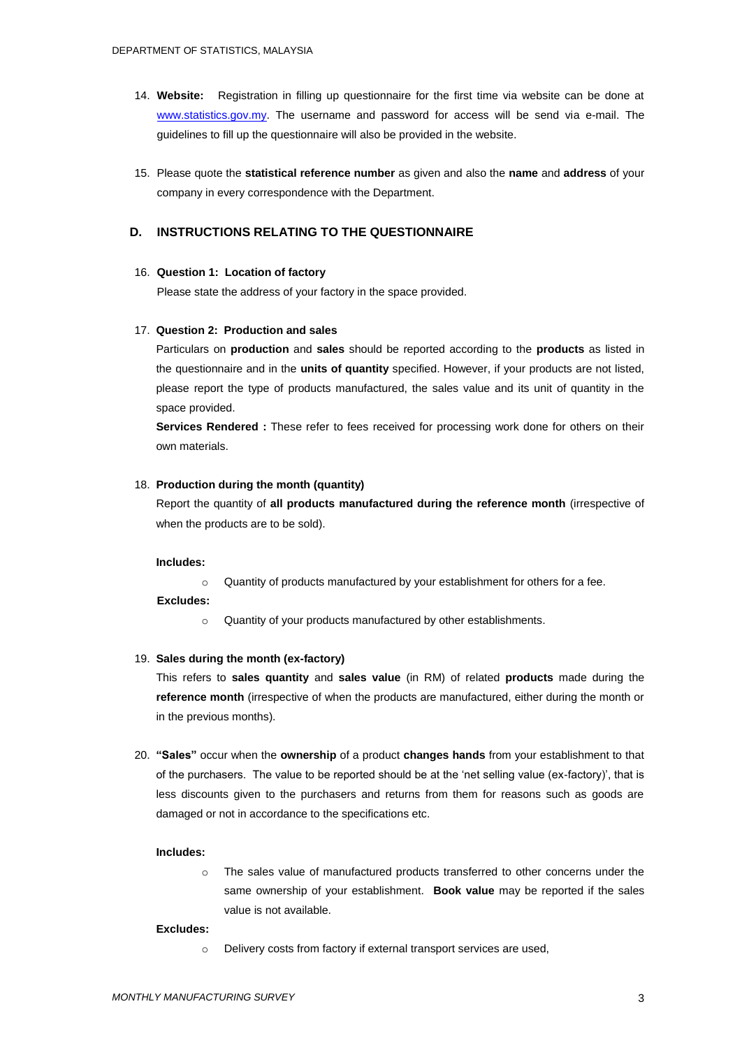14. **Website:** Registration in filling up questionnaire for the first time via website can be done at www.statistics.gov.my. The username and password for access will be send via e-mail. The guidelines to fill up the questionnaire will also be provided in the website.

15. Please quote the **statistical reference number** as given and also the **name** and **address** of your company in every correspondence with the Department.

## D. INSTRUCTIONS RELATING TO THE QUESTIONNAIRE

16. **Question 1: Location of factory**

    Please state the address of your factory in the space provided.

17. **Question 2: Production and sales**

    Particulars on **production** and **sales** should be reported according to the **products** as listed in the questionnaire and in the **units of quantity** specified. However, if your products are not listed, please report the type of products manufactured, the sales value and its unit of quantity in the space provided.

    **Services Rendered :** These refer to fees received for processing work done for others on their own materials.

18. **Production during the month (quantity)**

    Report the quantity of **all products manufactured during the reference month** (irrespective of when the products are to be sold).

    **Includes:**

    - Quantity of products manufactured by your establishment for others for a fee.

    **Excludes:**

    - Quantity of your products manufactured by other establishments.

19. **Sales during the month (ex-factory)**

    This refers to **sales quantity** and **sales value** (in RM) of related **products** made during the **reference month** (irrespective of when the products are manufactured, either during the month or in the previous months).

20. **"Sales"** occur when the **ownership** of a product **changes hands** from your establishment to that of the purchasers. The value to be reported should be at the 'net selling value (ex-factory)', that is less discounts given to the purchasers and returns from them for reasons such as goods are damaged or not in accordance to the specifications etc.

    **Includes:**

    - The sales value of manufactured products transferred to other concerns under the same ownership of your establishment. **Book value** may be reported if the sales value is not available.

    **Excludes:**

    - Delivery costs from factory if external transport services are used,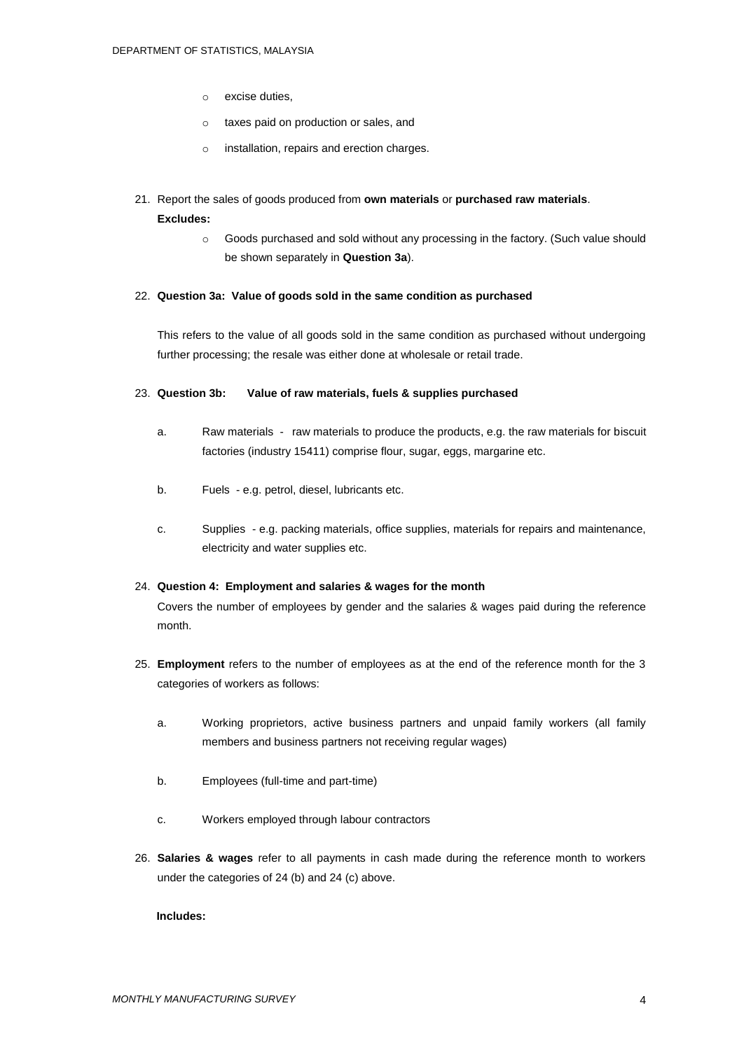- excise duties,
- taxes paid on production or sales, and
- installation, repairs and erection charges.

21. Report the sales of goods produced from **own materials** or **purchased raw materials**.

    **Excludes:**

    - Goods purchased and sold without any processing in the factory. (Such value should be shown separately in **Question 3a**).

22. **Question 3a: Value of goods sold in the same condition as purchased**

    This refers to the value of all goods sold in the same condition as purchased without undergoing further processing; the resale was either done at wholesale or retail trade.

23. **Question 3b: Value of raw materials, fuels & supplies purchased**

    a. Raw materials - raw materials to produce the products, e.g. the raw materials for biscuit factories (industry 15411) comprise flour, sugar, eggs, margarine etc.

    b. Fuels - e.g. petrol, diesel, lubricants etc.

    c. Supplies - e.g. packing materials, office supplies, materials for repairs and maintenance, electricity and water supplies etc.

24. **Question 4: Employment and salaries & wages for the month**

    Covers the number of employees by gender and the salaries & wages paid during the reference month.

25. **Employment** refers to the number of employees as at the end of the reference month for the 3 categories of workers as follows:

    a. Working proprietors, active business partners and unpaid family workers (all family members and business partners not receiving regular wages)

    b. Employees (full-time and part-time)

    c. Workers employed through labour contractors

26. **Salaries & wages** refer to all payments in cash made during the reference month to workers under the categories of 24 (b) and 24 (c) above.

    **Includes:**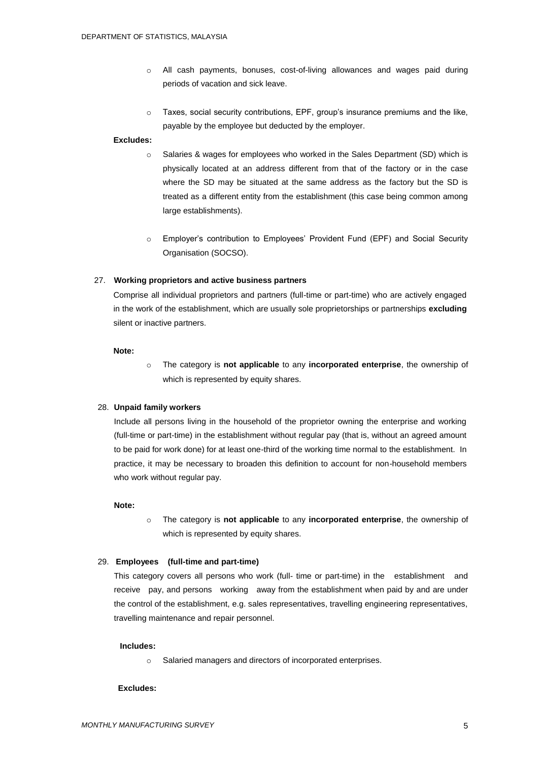- All cash payments, bonuses, cost-of-living allowances and wages paid during periods of vacation and sick leave.

- Taxes, social security contributions, EPF, group's insurance premiums and the like, payable by the employee but deducted by the employer.

**Excludes:**

- Salaries & wages for employees who worked in the Sales Department (SD) which is physically located at an address different from that of the factory or in the case where the SD may be situated at the same address as the factory but the SD is treated as a different entity from the establishment (this case being common among large establishments).

- Employer's contribution to Employees' Provident Fund (EPF) and Social Security Organisation (SOCSO).

27. **Working proprietors and active business partners**

Comprise all individual proprietors and partners (full-time or part-time) who are actively engaged in the work of the establishment, which are usually sole proprietorships or partnerships **excluding** silent or inactive partners.

**Note:**

- The category is **not applicable** to any **incorporated enterprise**, the ownership of which is represented by equity shares.

28. **Unpaid family workers**

Include all persons living in the household of the proprietor owning the enterprise and working (full-time or part-time) in the establishment without regular pay (that is, without an agreed amount to be paid for work done) for at least one-third of the working time normal to the establishment. In practice, it may be necessary to broaden this definition to account for non-household members who work without regular pay.

**Note:**

- The category is **not applicable** to any **incorporated enterprise**, the ownership of which is represented by equity shares.

29. **Employees (full-time and part-time)**

This category covers all persons who work (full- time or part-time) in the establishment and receive pay, and persons working away from the establishment when paid by and are under the control of the establishment, e.g. sales representatives, travelling engineering representatives, travelling maintenance and repair personnel.

**Includes:**

- Salaried managers and directors of incorporated enterprises.

**Excludes:**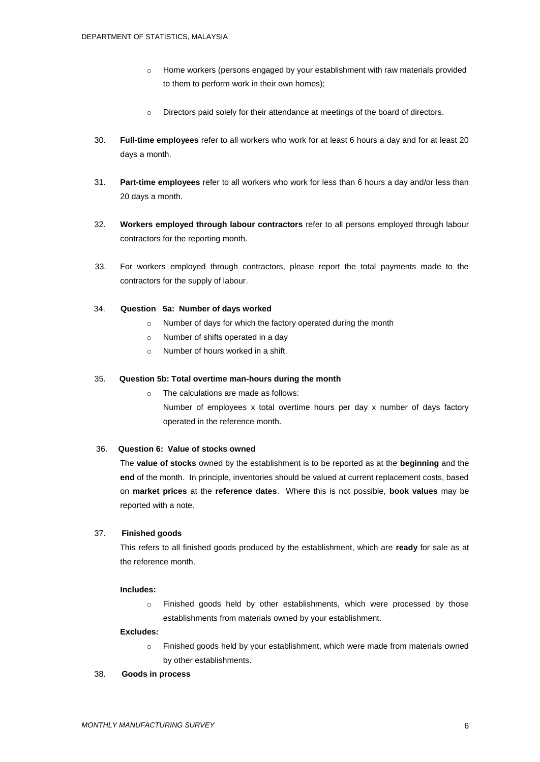- Home workers (persons engaged by your establishment with raw materials provided to them to perform work in their own homes);
- Directors paid solely for their attendance at meetings of the board of directors.

30. **Full-time employees** refer to all workers who work for at least 6 hours a day and for at least 20 days a month.

31. **Part-time employees** refer to all workers who work for less than 6 hours a day and/or less than 20 days a month.

32. **Workers employed through labour contractors** refer to all persons employed through labour contractors for the reporting month.

33. For workers employed through contractors, please report the total payments made to the contractors for the supply of labour.

34. **Question 5a: Number of days worked**
    - Number of days for which the factory operated during the month
    - Number of shifts operated in a day
    - Number of hours worked in a shift.

35. **Question 5b: Total overtime man-hours during the month**
    - The calculations are made as follows:
      Number of employees x total overtime hours per day x number of days factory operated in the reference month.

36. **Question 6: Value of stocks owned**

    The **value of stocks** owned by the establishment is to be reported as at the **beginning** and the **end** of the month. In principle, inventories should be valued at current replacement costs, based on **market prices** at the **reference dates**. Where this is not possible, **book values** may be reported with a note.

37. **Finished goods**

    This refers to all finished goods produced by the establishment, which are **ready** for sale as at the reference month.

    **Includes:**

    - Finished goods held by other establishments, which were processed by those establishments from materials owned by your establishment.

    **Excludes:**

    - Finished goods held by your establishment, which were made from materials owned by other establishments.

38. **Goods in process**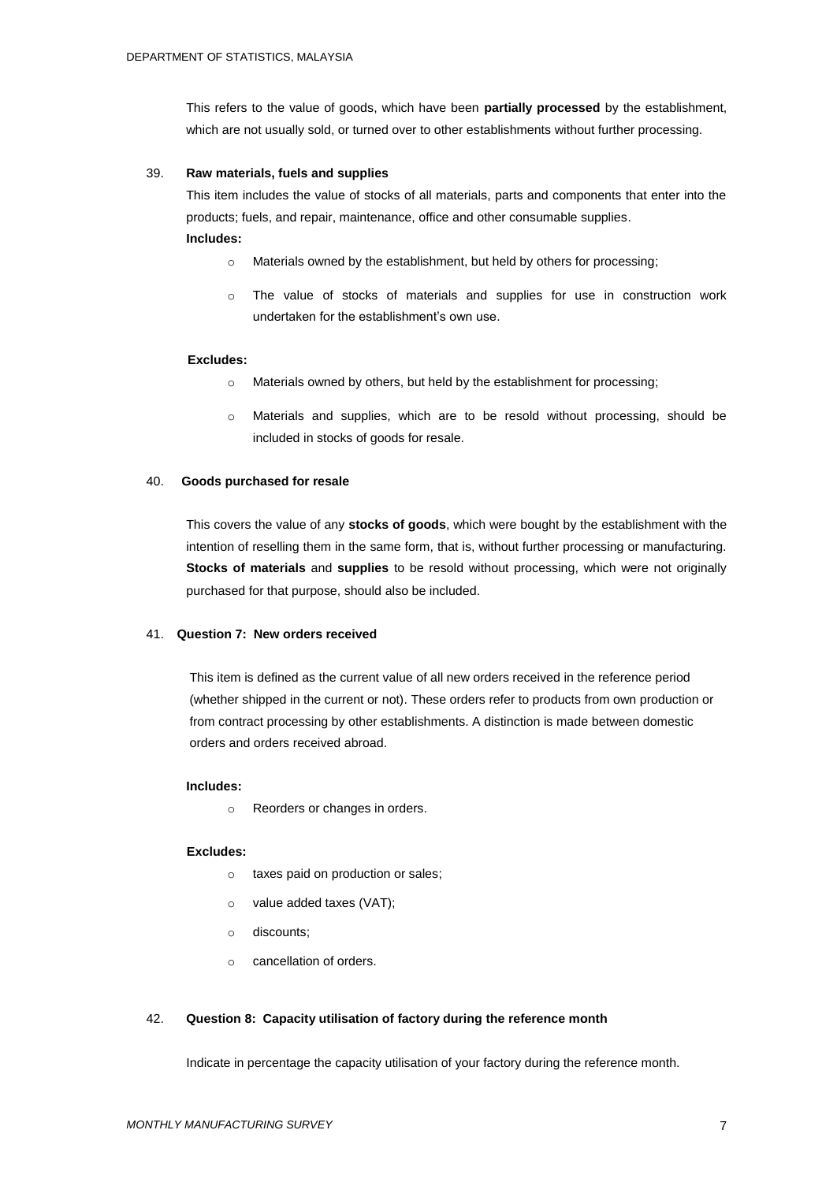This refers to the value of goods, which have been **partially processed** by the establishment, which are not usually sold, or turned over to other establishments without further processing.

39. **Raw materials, fuels and supplies**

This item includes the value of stocks of all materials, parts and components that enter into the products; fuels, and repair, maintenance, office and other consumable supplies.

**Includes:**

- Materials owned by the establishment, but held by others for processing;
- The value of stocks of materials and supplies for use in construction work undertaken for the establishment's own use.

**Excludes:**

- Materials owned by others, but held by the establishment for processing;
- Materials and supplies, which are to be resold without processing, should be included in stocks of goods for resale.

40. **Goods purchased for resale**

This covers the value of any **stocks of goods**, which were bought by the establishment with the intention of reselling them in the same form, that is, without further processing or manufacturing. **Stocks of materials** and **supplies** to be resold without processing, which were not originally purchased for that purpose, should also be included.

41. **Question 7: New orders received**

This item is defined as the current value of all new orders received in the reference period (whether shipped in the current or not). These orders refer to products from own production or from contract processing by other establishments. A distinction is made between domestic orders and orders received abroad.

**Includes:**

- Reorders or changes in orders.

**Excludes:**

- taxes paid on production or sales;
- value added taxes (VAT);
- discounts;
- cancellation of orders.

42. **Question 8: Capacity utilisation of factory during the reference month**

Indicate in percentage the capacity utilisation of your factory during the reference month.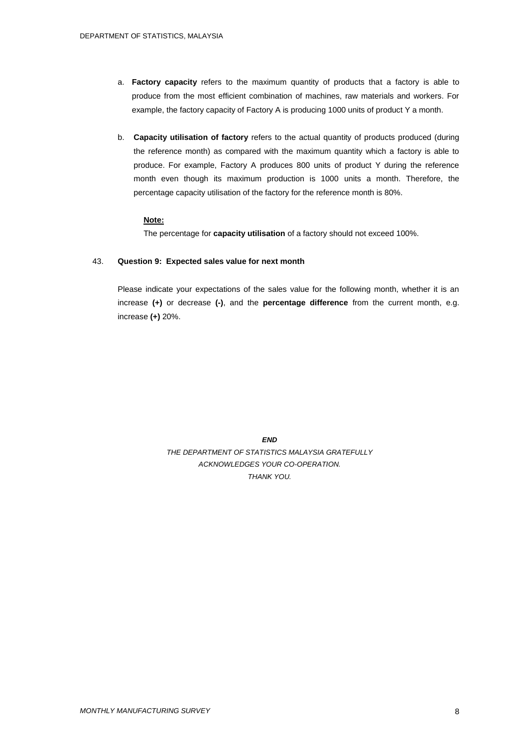a. **Factory capacity** refers to the maximum quantity of products that a factory is able to produce from the most efficient combination of machines, raw materials and workers. For example, the factory capacity of Factory A is producing 1000 units of product Y a month.

b. **Capacity utilisation of factory** refers to the actual quantity of products produced (during the reference month) as compared with the maximum quantity which a factory is able to produce. For example, Factory A produces 800 units of product Y during the reference month even though its maximum production is 1000 units a month. Therefore, the percentage capacity utilisation of the factory for the reference month is 80%.

**Note:**

The percentage for **capacity utilisation** of a factory should not exceed 100%.

43. **Question 9: Expected sales value for next month**

Please indicate your expectations of the sales value for the following month, whether it is an increase **(+)** or decrease **(-)**, and the **percentage difference** from the current month, e.g. increase **(+)** 20%.

***END***

*THE DEPARTMENT OF STATISTICS MALAYSIA GRATEFULLY ACKNOWLEDGES YOUR CO-OPERATION.*

*THANK YOU.*